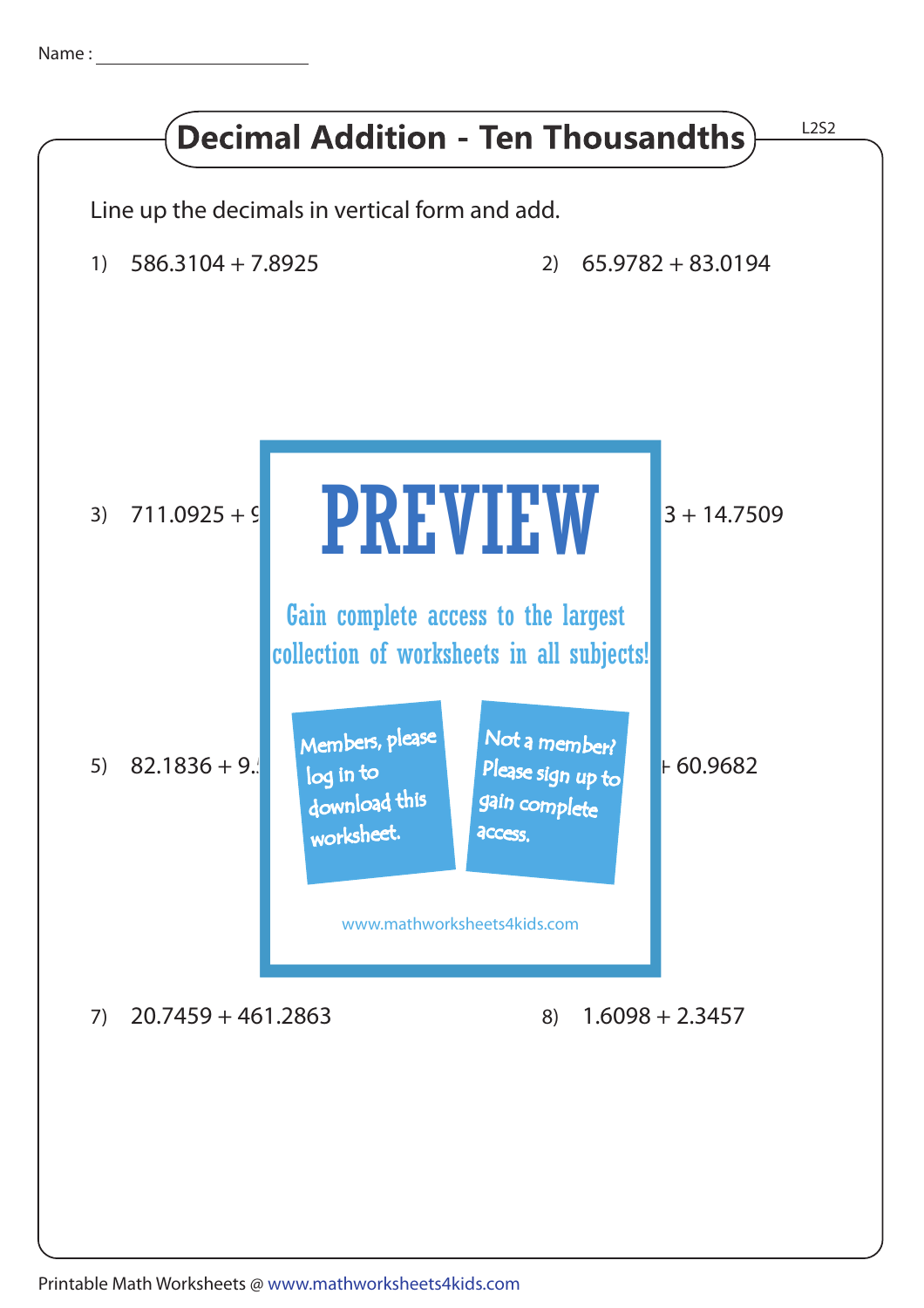Name : ____________________

# Decimal Addition - Ten Thousandths

L2S2

Line up the decimals in vertical form and add.

1) 586.3104 + 7.8925

2) 65.9782 + 83.0194

3) 711.0925 + 9

3 + 14.7509

PREVIEW

Gain complete access to the largest collection of worksheets in all subjects!

Members, please log in to download this worksheet.

Not a member? Please sign up to gain complete access.

www.mathworksheets4kids.com

5) 82.1836 + 9.

+ 60.9682

7) 20.7459 + 461.2863

8) 1.6098 + 2.3457

Printable Math Worksheets @ www.mathworksheets4kids.com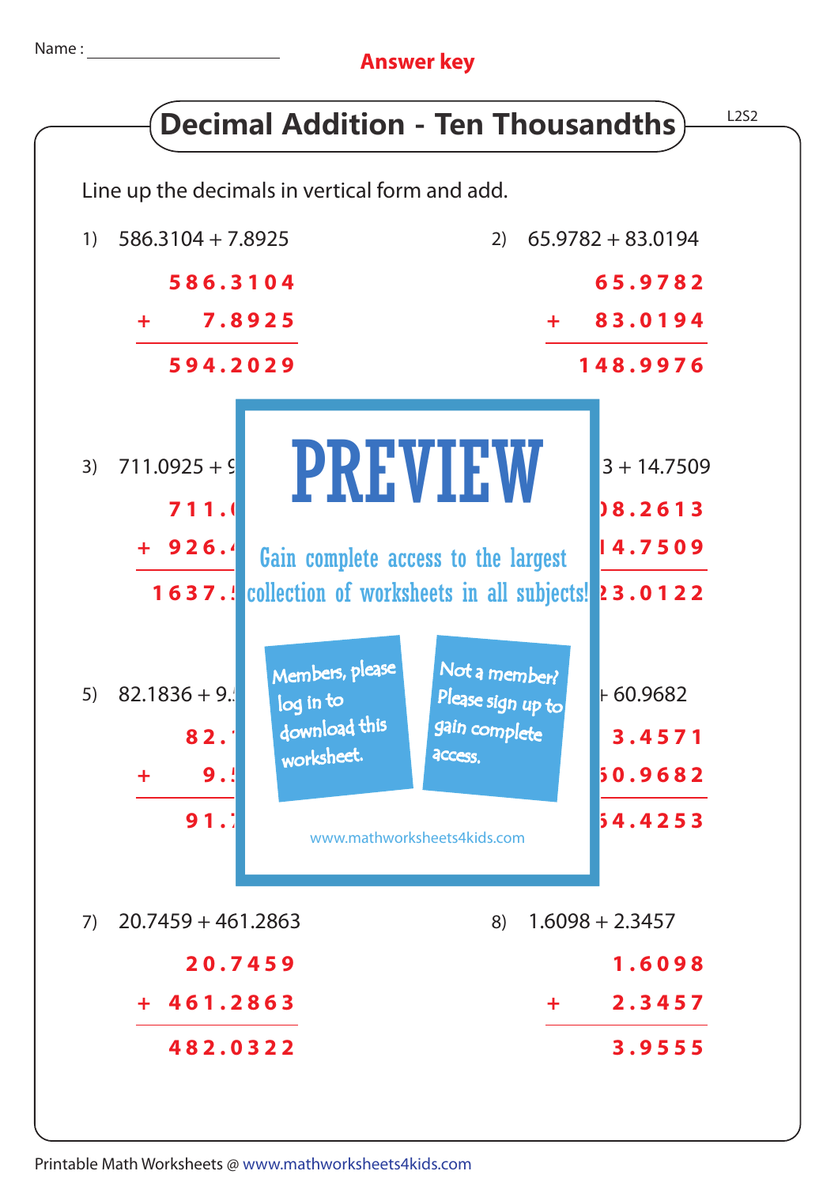Name : ________________

**Answer key**

# Decimal Addition - Ten Thousandths

L2S2

Line up the decimals in vertical form and add.

1) 586.3104 + 7.8925

```
  586.3104
+   7.8925
----------
  594.2029
```

2) 65.9782 + 83.0194

```
   65.9782
+  83.0194
----------
  148.9976
```

3) 711.0925 + 9

```
  711.(
+ 926.
------
 1637.
```

4) 3 + 14.7509

```
 )8.2613
 14.7509
--------
 23.0122
```

5) 82.1836 + 9.

```
  82.
+  9.
-----
  91.
```

6) + 60.9682

```
  3.4571
 60.9682
--------
 64.4253
```

**PREVIEW**

Gain complete access to the largest collection of worksheets in all subjects!

Members, please log in to download this worksheet.

Not a member? Please sign up to gain complete access.

www.mathworksheets4kids.com

7) 20.7459 + 461.2863

```
   20.7459
+ 461.2863
----------
  482.0322
```

8) 1.6098 + 2.3457

```
    1.6098
+   2.3457
----------
    3.9555
```

Printable Math Worksheets @ www.mathworksheets4kids.com